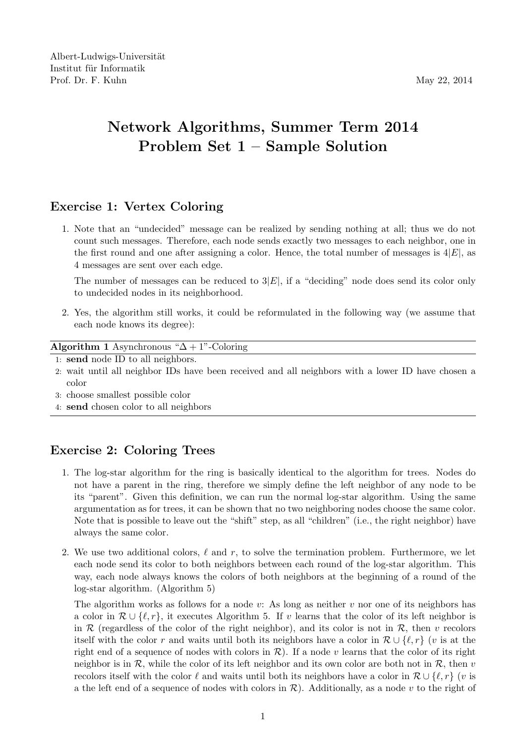Albert-Ludwigs-Universität
Institut für Informatik
Prof. Dr. F. Kuhn

May 22, 2014

# Network Algorithms, Summer Term 2014
# Problem Set 1 – Sample Solution

## Exercise 1: Vertex Coloring

1. Note that an "undecided" message can be realized by sending nothing at all; thus we do not count such messages. Therefore, each node sends exactly two messages to each neighbor, one in the first round and one after assigning a color. Hence, the total number of messages is $4|E|$, as 4 messages are sent over each edge.

   The number of messages can be reduced to $3|E|$, if a "deciding" node does send its color only to undecided nodes in its neighborhood.

2. Yes, the algorithm still works, it could be reformulated in the following way (we assume that each node knows its degree):

**Algorithm 1** Asynchronous "$\Delta + 1$"-Coloring

```
1: send node ID to all neighbors.
2: wait until all neighbor IDs have been received and all neighbors with a lower ID have chosen a
   color
3: choose smallest possible color
4: send chosen color to all neighbors
```

## Exercise 2: Coloring Trees

1. The log-star algorithm for the ring is basically identical to the algorithm for trees. Nodes do not have a parent in the ring, therefore we simply define the left neighbor of any node to be its "parent". Given this definition, we can run the normal log-star algorithm. Using the same argumentation as for trees, it can be shown that no two neighboring nodes choose the same color. Note that is possible to leave out the "shift" step, as all "children" (i.e., the right neighbor) have always the same color.

2. We use two additional colors, $\ell$ and $r$, to solve the termination problem. Furthermore, we let each node send its color to both neighbors between each round of the log-star algorithm. This way, each node always knows the colors of both neighbors at the beginning of a round of the log-star algorithm. (Algorithm 5)

   The algorithm works as follows for a node $v$: As long as neither $v$ nor one of its neighbors has a color in $\mathcal{R} \cup \{\ell, r\}$, it executes Algorithm 5. If $v$ learns that the color of its left neighbor is in $\mathcal{R}$ (regardless of the color of the right neighbor), and its color is not in $\mathcal{R}$, then $v$ recolors itself with the color $r$ and waits until both its neighbors have a color in $\mathcal{R} \cup \{\ell, r\}$ ($v$ is at the right end of a sequence of nodes with colors in $\mathcal{R}$). If a node $v$ learns that the color of its right neighbor is in $\mathcal{R}$, while the color of its left neighbor and its own color are both not in $\mathcal{R}$, then $v$ recolors itself with the color $\ell$ and waits until both its neighbors have a color in $\mathcal{R} \cup \{\ell, r\}$ ($v$ is a the left end of a sequence of nodes with colors in $\mathcal{R}$). Additionally, as a node $v$ to the right of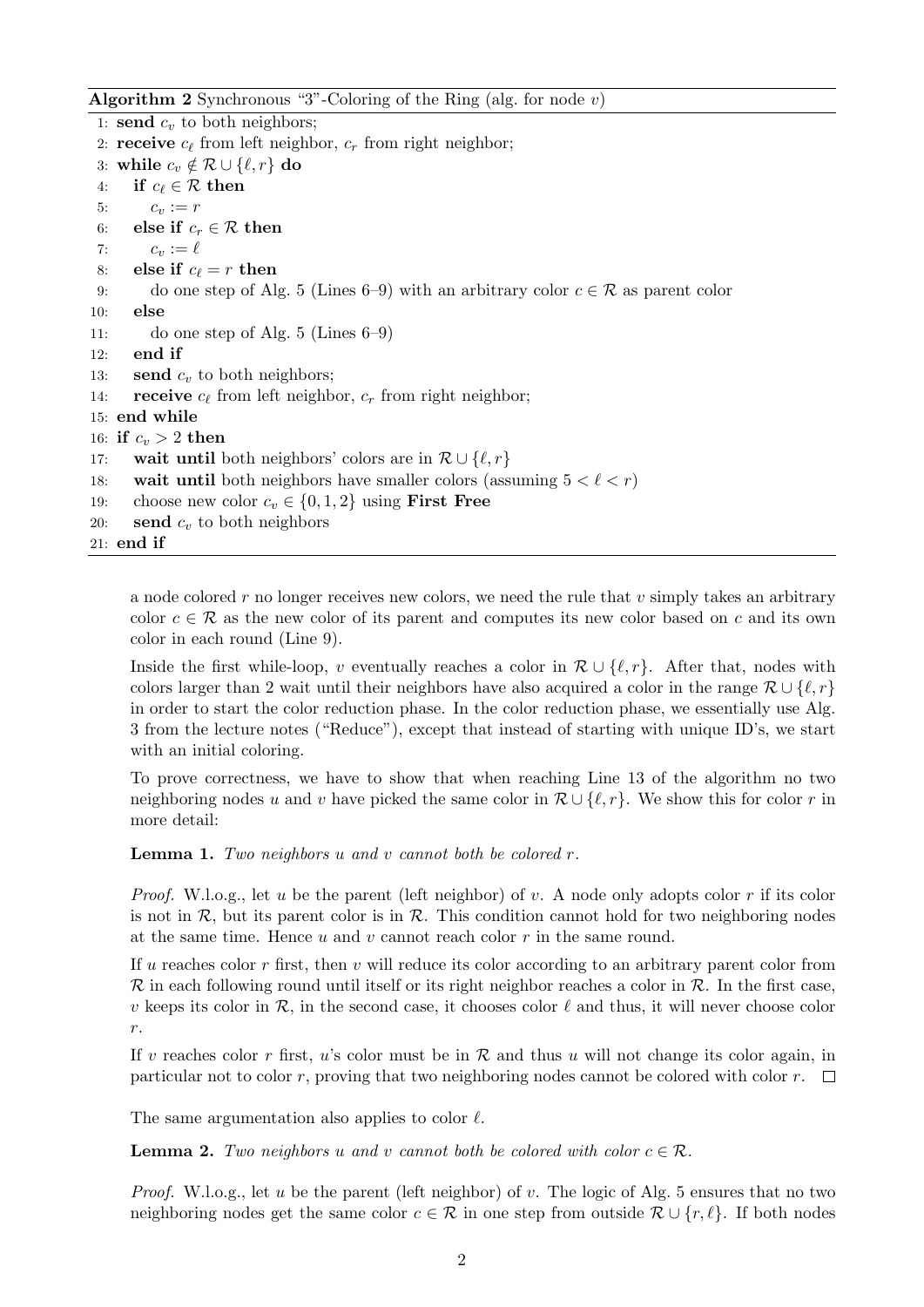**Algorithm 2** Synchronous "3"-Coloring of the Ring (alg. for node $v$)

```
1: send c_v to both neighbors;
2: receive c_ℓ from left neighbor, c_r from right neighbor;
3: while c_v ∉ R ∪ {ℓ, r} do
4:    if c_ℓ ∈ R then
5:       c_v := r
6:    else if c_r ∈ R then
7:       c_v := ℓ
8:    else if c_ℓ = r then
9:       do one step of Alg. 5 (Lines 6–9) with an arbitrary color c ∈ R as parent color
10:   else
11:      do one step of Alg. 5 (Lines 6–9)
12:   end if
13:   send c_v to both neighbors;
14:   receive c_ℓ from left neighbor, c_r from right neighbor;
15: end while
16: if c_v > 2 then
17:    wait until both neighbors' colors are in R ∪ {ℓ, r}
18:    wait until both neighbors have smaller colors (assuming 5 < ℓ < r)
19:    choose new color c_v ∈ {0, 1, 2} using First Free
20:    send c_v to both neighbors
21: end if
```

a node colored $r$ no longer receives new colors, we need the rule that $v$ simply takes an arbitrary color $c \in \mathcal{R}$ as the new color of its parent and computes its new color based on $c$ and its own color in each round (Line 9).

Inside the first while-loop, $v$ eventually reaches a color in $\mathcal{R} \cup \{\ell, r\}$. After that, nodes with colors larger than 2 wait until their neighbors have also acquired a color in the range $\mathcal{R} \cup \{\ell, r\}$ in order to start the color reduction phase. In the color reduction phase, we essentially use Alg. 3 from the lecture notes ("Reduce"), except that instead of starting with unique ID's, we start with an initial coloring.

To prove correctness, we have to show that when reaching Line 13 of the algorithm no two neighboring nodes $u$ and $v$ have picked the same color in $\mathcal{R} \cup \{\ell, r\}$. We show this for color $r$ in more detail:

**Lemma 1.** *Two neighbors $u$ and $v$ cannot both be colored $r$.*

*Proof.* W.l.o.g., let $u$ be the parent (left neighbor) of $v$. A node only adopts color $r$ if its color is not in $\mathcal{R}$, but its parent color is in $\mathcal{R}$. This condition cannot hold for two neighboring nodes at the same time. Hence $u$ and $v$ cannot reach color $r$ in the same round.

If $u$ reaches color $r$ first, then $v$ will reduce its color according to an arbitrary parent color from $\mathcal{R}$ in each following round until itself or its right neighbor reaches a color in $\mathcal{R}$. In the first case, $v$ keeps its color in $\mathcal{R}$, in the second case, it chooses color $\ell$ and thus, it will never choose color $r$.

If $v$ reaches color $r$ first, $u$'s color must be in $\mathcal{R}$ and thus $u$ will not change its color again, in particular not to color $r$, proving that two neighboring nodes cannot be colored with color $r$. $\square$

The same argumentation also applies to color $\ell$.

**Lemma 2.** *Two neighbors $u$ and $v$ cannot both be colored with color $c \in \mathcal{R}$.*

*Proof.* W.l.o.g., let $u$ be the parent (left neighbor) of $v$. The logic of Alg. 5 ensures that no two neighboring nodes get the same color $c \in \mathcal{R}$ in one step from outside $\mathcal{R} \cup \{r, \ell\}$. If both nodes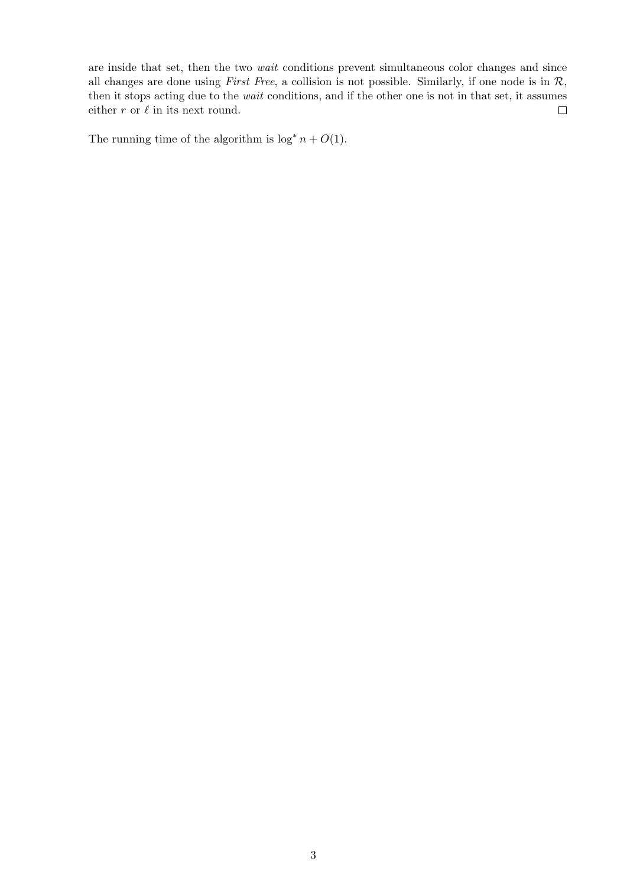are inside that set, then the two *wait* conditions prevent simultaneous color changes and since all changes are done using *First Free*, a collision is not possible. Similarly, if one node is in $\mathcal{R}$, then it stops acting due to the *wait* conditions, and if the other one is not in that set, it assumes either $r$ or $\ell$ in its next round. □

The running time of the algorithm is $\log^* n + O(1)$.